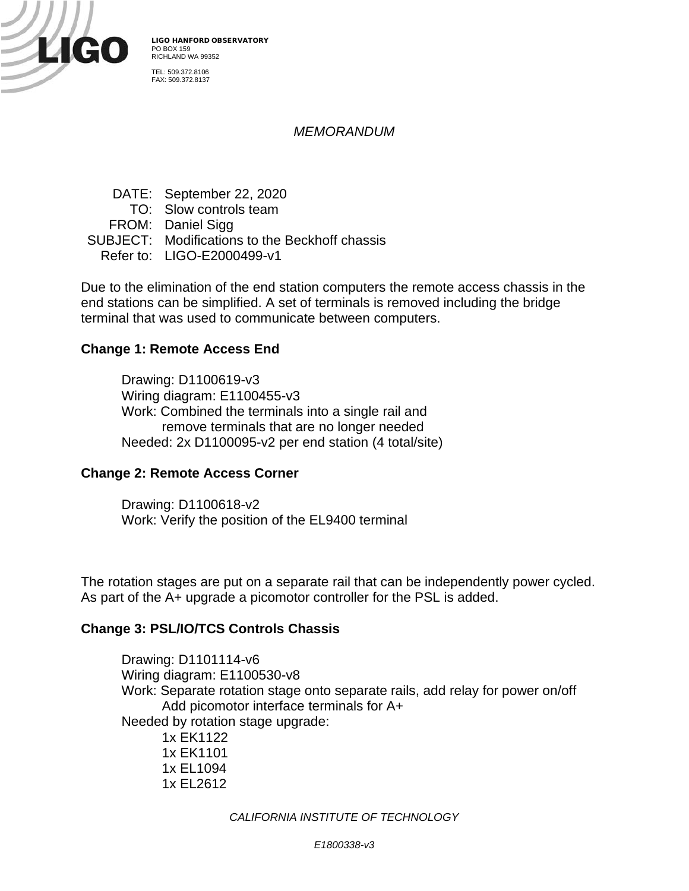**LIGO HANFORD OBSERVATORY**
PO BOX 159
RICHLAND WA 99352

TEL: 509.372.8106
FAX: 509.372.8137

*MEMORANDUM*

DATE: September 22, 2020
TO: Slow controls team
FROM: Daniel Sigg
SUBJECT: Modifications to the Beckhoff chassis
Refer to: LIGO-E2000499-v1

Due to the elimination of the end station computers the remote access chassis in the end stations can be simplified. A set of terminals is removed including the bridge terminal that was used to communicate between computers.

**Change 1: Remote Access End**

Drawing: D1100619-v3
Wiring diagram: E1100455-v3
Work: Combined the terminals into a single rail and
remove terminals that are no longer needed
Needed: 2x D1100095-v2 per end station (4 total/site)

**Change 2: Remote Access Corner**

Drawing: D1100618-v2
Work: Verify the position of the EL9400 terminal

The rotation stages are put on a separate rail that can be independently power cycled. As part of the A+ upgrade a picomotor controller for the PSL is added.

**Change 3: PSL/IO/TCS Controls Chassis**

Drawing: D1101114-v6
Wiring diagram: E1100530-v8
Work: Separate rotation stage onto separate rails, add relay for power on/off
Add picomotor interface terminals for A+
Needed by rotation stage upgrade:
1x EK1122
1x EK1101
1x EL1094
1x EL2612

*CALIFORNIA INSTITUTE OF TECHNOLOGY*

*E1800338-v3*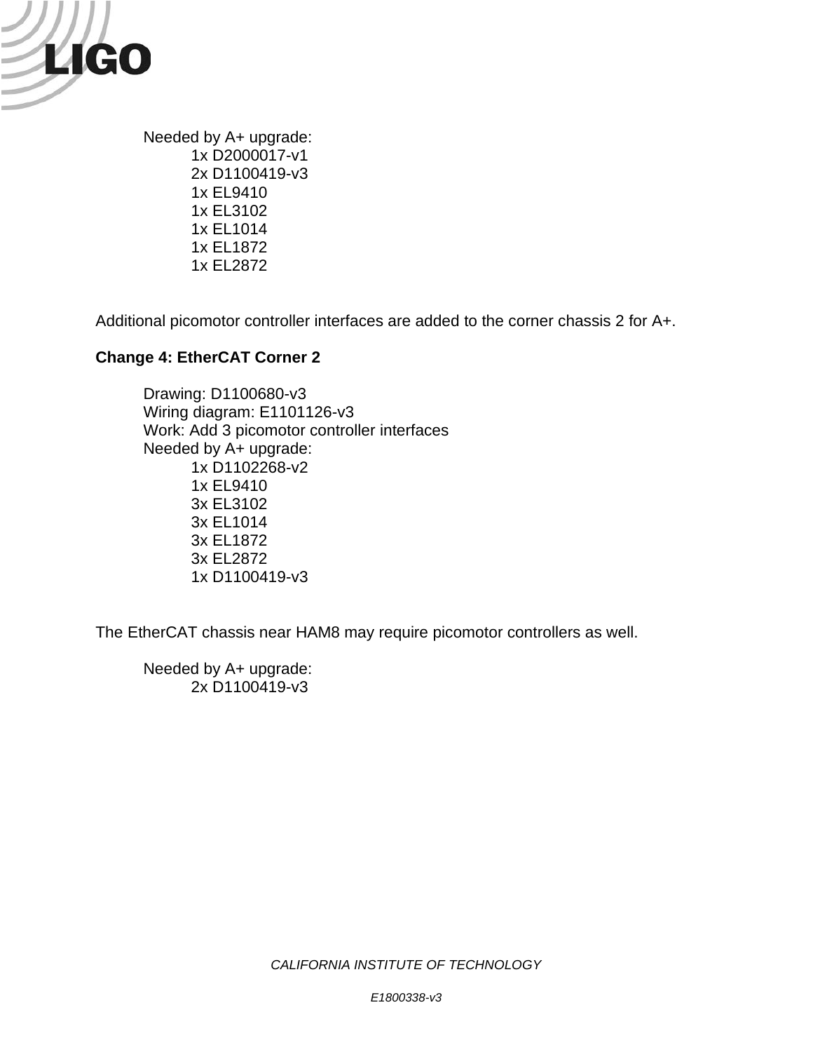Needed by A+ upgrade:

- 1x D2000017-v1
- 2x D1100419-v3
- 1x EL9410
- 1x EL3102
- 1x EL1014
- 1x EL1872
- 1x EL2872

Additional picomotor controller interfaces are added to the corner chassis 2 for A+.

**Change 4: EtherCAT Corner 2**

Drawing: D1100680-v3
Wiring diagram: E1101126-v3
Work: Add 3 picomotor controller interfaces
Needed by A+ upgrade:

- 1x D1102268-v2
- 1x EL9410
- 3x EL3102
- 3x EL1014
- 3x EL1872
- 3x EL2872
- 1x D1100419-v3

The EtherCAT chassis near HAM8 may require picomotor controllers as well.

Needed by A+ upgrade:

- 2x D1100419-v3